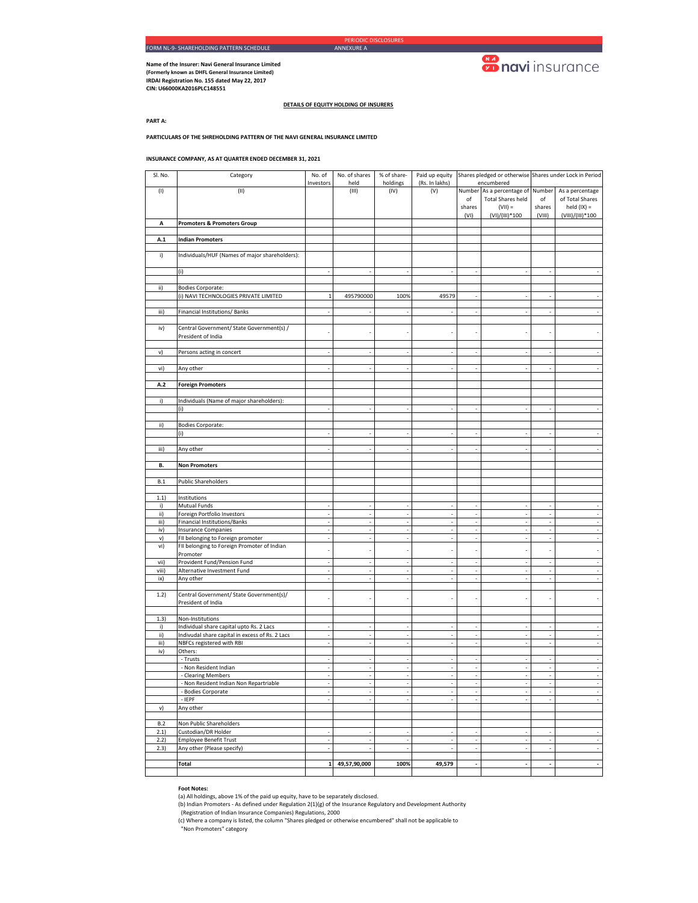PERIODIC DISCLOSURES

FORM NL-9- SHAREHOLDING PATTERN SCHEDULE ANNEXURE A

**Name of the Insurer: Navi General Insurance Limited**
**(Formerly known as DHFL General Insurance Limited)**
**IRDAI Registration No. 155 dated May 22, 2017**
**CIN: U66000KA2016PLC148551**

navi insurance

**DETAILS OF EQUITY HOLDING OF INSURERS**

**PART A:**

**PARTICULARS OF THE SHREHOLDING PATTERN OF THE NAVI GENERAL INSURANCE LIMITED**

**INSURANCE COMPANY, AS AT QUARTER ENDED DECEMBER 31, 2021**

| Sl. No. | Category | No. of Investors | No. of shares held | % of share-holdings | Paid up equity (Rs. In lakhs) | Shares pledged or otherwise encumbered | | Shares under Lock in Period | |
|---|---|---|---|---|---|---|---|---|---|
| (I) | (II) | | (III) | (IV) | (V) | Number of shares (VI) | As a percentage of Total Shares held (VII) = (VI)/(III)*100 | Number of shares (VIII) | As a percentage of Total Shares held (IX) = (VIII)/(III)*100 |
| **A** | **Promoters & Promoters Group** | | | | | | | | |
| **A.1** | **Indian Promoters** | | | | | | | | |
| i) | Individuals/HUF (Names of major shareholders): | | | | | | | | |
| | (i) | - | - | - | - | - | - | - | - |
| ii) | Bodies Corporate: | | | | | | | | |
| | (i) NAVI TECHNOLOGIES PRIVATE LIMITED | 1 | 495790000 | 100% | 49579 | - | - | - | - |
| iii) | Financial Institutions/ Banks | - | - | - | - | - | - | - | - |
| iv) | Central Government/ State Government(s) / President of India | - | - | - | - | - | - | - | - |
| v) | Persons acting in concert | - | - | - | - | - | - | - | - |
| vi) | Any other | - | - | - | - | - | - | - | - |
| **A.2** | **Foreign Promoters** | | | | | | | | |
| i) | Individuals (Name of major shareholders): | | | | | | | | |
| | (i) | - | - | - | - | - | - | - | - |
| ii) | Bodies Corporate: | | | | | | | | |
| | (i) | - | - | - | - | - | - | - | - |
| iii) | Any other | - | - | - | - | - | - | - | - |
| **B.** | **Non Promoters** | | | | | | | | |
| B.1 | Public Shareholders | | | | | | | | |
| 1.1) | Institutions | | | | | | | | |
| i) | Mutual Funds | - | - | - | - | - | - | - | - |
| ii) | Foreign Portfolio Investors | - | - | - | - | - | - | - | - |
| iii) | Financial Institutions/Banks | - | - | - | - | - | - | - | - |
| iv) | Insurance Companies | - | - | - | - | - | - | - | - |
| v) | FII belonging to Foreign promoter | - | - | - | - | - | - | - | - |
| vi) | FII belonging to Foreign Promoter of Indian Promoter | - | - | - | - | - | - | - | - |
| vii) | Provident Fund/Pension Fund | - | - | - | - | - | - | - | - |
| viii) | Alternative Investment Fund | - | - | - | - | - | - | - | - |
| ix) | Any other | - | - | - | - | - | - | - | - |
| 1.2) | Central Government/ State Government(s)/ President of India | - | - | - | - | - | - | - | - |
| 1.3) | Non-Institutions | | | | | | | | |
| i) | Individual share capital upto Rs. 2 Lacs | - | - | - | - | - | - | - | - |
| ii) | Indivudal share capital in excess of Rs. 2 Lacs | - | - | - | - | - | - | - | - |
| iii) | NBFCs registered with RBI | - | - | - | - | - | - | - | - |
| iv) | Others: | | | | | | | | |
| | - Trusts | - | - | - | - | - | - | - | - |
| | - Non Resident Indian | - | - | - | - | - | - | - | - |
| | - Clearing Members | - | - | - | - | - | - | - | - |
| | - Non Resident Indian Non Repartriable | - | - | - | - | - | - | - | - |
| | - Bodies Corporate | - | - | - | - | - | - | - | - |
| | - IEPF | - | - | - | - | - | - | - | - |
| v) | Any other | | | | | | | | |
| B.2 | Non Public Shareholders | | | | | | | | |
| 2.1) | Custodian/DR Holder | - | - | - | - | - | - | - | - |
| 2.2) | Employee Benefit Trust | - | - | - | - | - | - | - | - |
| 2.3) | Any other (Please specify) | - | - | - | - | - | - | - | - |
| | **Total** | **1** | **49,57,90,000** | **100%** | **49,579** | **-** | **-** | **-** | **-** |

**Foot Notes:**

(a) All holdings, above 1% of the paid up equity, have to be separately disclosed.

(b) Indian Promoters - As defined under Regulation 2(1)(g) of the Insurance Regulatory and Development Authority (Registration of Indian Insurance Companies) Regulations, 2000

(c) Where a company is listed, the column "Shares pledged or otherwise encumbered" shall not be applicable to "Non Promoters" category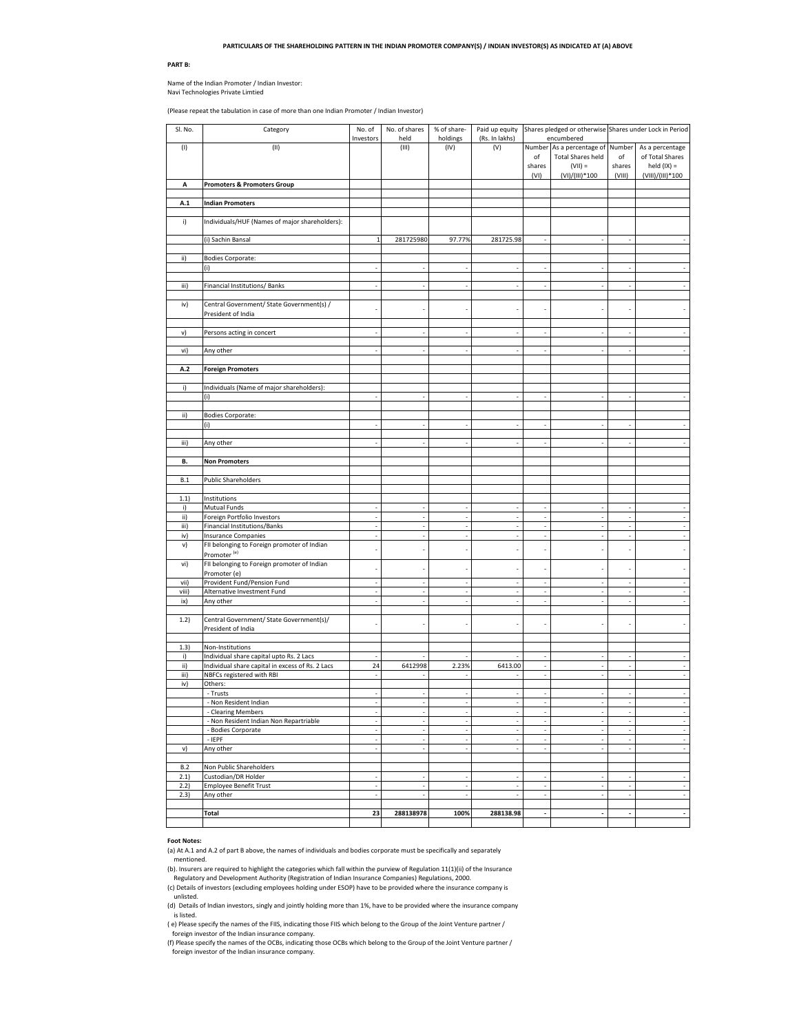**PARTICULARS OF THE SHAREHOLDING PATTERN IN THE INDIAN PROMOTER COMPANY(S) / INDIAN INVESTOR(S) AS INDICATED AT (A) ABOVE**

**PART B:**

Name of the Indian Promoter / Indian Investor:
Navi Technologies Private Limtied

(Please repeat the tabulation in case of more than one Indian Promoter / Indian Investor)

| Sl. No. | Category | No. of Investors | No. of shares held | % of share-holdings | Paid up equity (Rs. In lakhs) | Shares pledged or otherwise encumbered | | Shares under Lock in Period | |
|---|---|---|---|---|---|---|---|---|---|
| (I) | (II) | | (III) | (IV) | (V) | Number of shares (VI) | As a percentage of Total Shares held (VII) = (VI)/(III)*100 | Number of shares (VIII) | As a percentage of Total Shares held (IX) = (VIII)/(III)*100 |
| **A** | **Promoters & Promoters Group** | | | | | | | | |
| **A.1** | **Indian Promoters** | | | | | | | | |
| i) | Individuals/HUF (Names of major shareholders): | | | | | | | | |
| | (i) Sachin Bansal | 1 | 281725980 | 97.77% | 281725.98 | - | - | - | - |
| ii) | Bodies Corporate: | | | | | | | | |
| | (i) | - | - | - | - | - | - | - | - |
| iii) | Financial Institutions/ Banks | - | - | - | - | - | - | - | - |
| iv) | Central Government/ State Government(s) / President of India | - | - | - | - | - | - | - | - |
| v) | Persons acting in concert | - | - | - | - | - | - | - | - |
| vi) | Any other | - | - | - | - | - | - | - | - |
| **A.2** | **Foreign Promoters** | | | | | | | | |
| i) | Individuals (Name of major shareholders): | | | | | | | | |
| | (i) | - | - | - | - | - | - | - | - |
| ii) | Bodies Corporate: | | | | | | | | |
| | (i) | - | - | - | - | - | - | - | - |
| iii) | Any other | - | - | - | - | - | - | - | - |
| **B.** | **Non Promoters** | | | | | | | | |
| B.1 | Public Shareholders | | | | | | | | |
| 1.1) | Institutions | | | | | | | | |
| i) | Mutual Funds | - | - | - | - | - | - | - | - |
| ii) | Foreign Portfolio Investors | - | - | - | - | - | - | - | - |
| iii) | Financial Institutions/Banks | - | - | - | - | - | - | - | - |
| iv) | Insurance Companies | - | - | - | - | - | - | - | - |
| v) | FII belonging to Foreign promoter of Indian Promoter (e) | - | - | - | - | - | - | - | - |
| vi) | FII belonging to Foreign promoter of Indian Promoter (e) | - | - | - | - | - | - | - | - |
| vii) | Provident Fund/Pension Fund | - | - | - | - | - | - | - | - |
| viii) | Alternative Investment Fund | - | - | - | - | - | - | - | - |
| ix) | Any other | - | - | - | - | - | - | - | - |
| 1.2) | Central Government/ State Government(s)/ President of India | - | - | - | - | - | - | - | - |
| 1.3) | Non-Institutions | | | | | | | | |
| i) | Individual share capital upto Rs. 2 Lacs | - | - | - | - | - | - | - | - |
| ii) | Individual share capital in excess of Rs. 2 Lacs | 24 | 6412998 | 2.23% | 6413.00 | - | - | - | - |
| iii) | NBFCs registered with RBI | - | - | - | - | - | - | - | - |
| iv) | Others: | | | | | | | | |
| | - Trusts | - | - | - | - | - | - | - | - |
| | - Non Resident Indian | - | - | - | - | - | - | - | - |
| | - Clearing Members | - | - | - | - | - | - | - | - |
| | - Non Resident Indian Non Repartriable | - | - | - | - | - | - | - | - |
| | - Bodies Corporate | - | - | - | - | - | - | - | - |
| | - IEPF | - | - | - | - | - | - | - | - |
| v) | Any other | - | - | - | - | - | - | - | - |
| B.2 | Non Public Shareholders | | | | | | | | |
| 2.1) | Custodian/DR Holder | - | - | - | - | - | - | - | - |
| 2.2) | Employee Benefit Trust | - | - | - | - | - | - | - | - |
| 2.3) | Any other | - | - | - | - | - | - | - | - |
| | **Total** | **23** | **288138978** | **100%** | **288138.98** | **-** | **-** | **-** | **-** |

**Foot Notes:**

(a) At A.1 and A.2 of part B above, the names of individuals and bodies corporate must be specifically and separately mentioned.

(b). Insurers are required to highlight the categories which fall within the purview of Regulation 11(1)(ii) of the Insurance Regulatory and Development Authority (Registration of Indian Insurance Companies) Regulations, 2000.

(c) Details of investors (excluding employees holding under ESOP) have to be provided where the insurance company is unlisted.

(d) Details of Indian investors, singly and jointly holding more than 1%, have to be provided where the insurance company is listed.

( e) Please specify the names of the FIIS, indicating those FIIS which belong to the Group of the Joint Venture partner / foreign investor of the Indian insurance company.

(f) Please specify the names of the OCBs, indicating those OCBs which belong to the Group of the Joint Venture partner / foreign investor of the Indian insurance company.